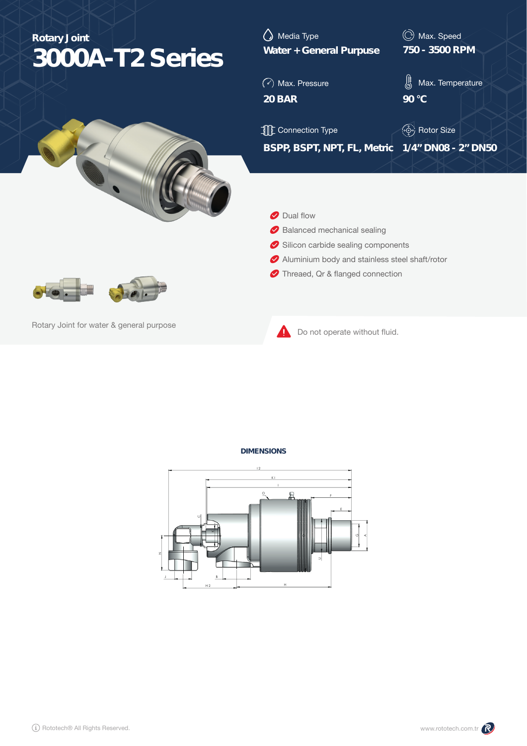Rotary Joint

# 3000A-T2 Series

Media Type
**Water + General Purpuse**

Max. Speed
**750 - 3500 RPM**

Max. Pressure
**20 BAR**

Max. Temperature
**90 °C**

Connection Type
**BSPP, BSPT, NPT, FL, Metric**

Rotor Size
**1/4" DN08 - 2" DN50**

- Dual flow
- Balanced mechanical sealing
- Silicon carbide sealing components
- Aluminium body and stainless steel shaft/rotor
- Threaed, Qr & flanged connection

Rotary Joint for water & general purpose

Do not operate without fluid.

**DIMENSIONS**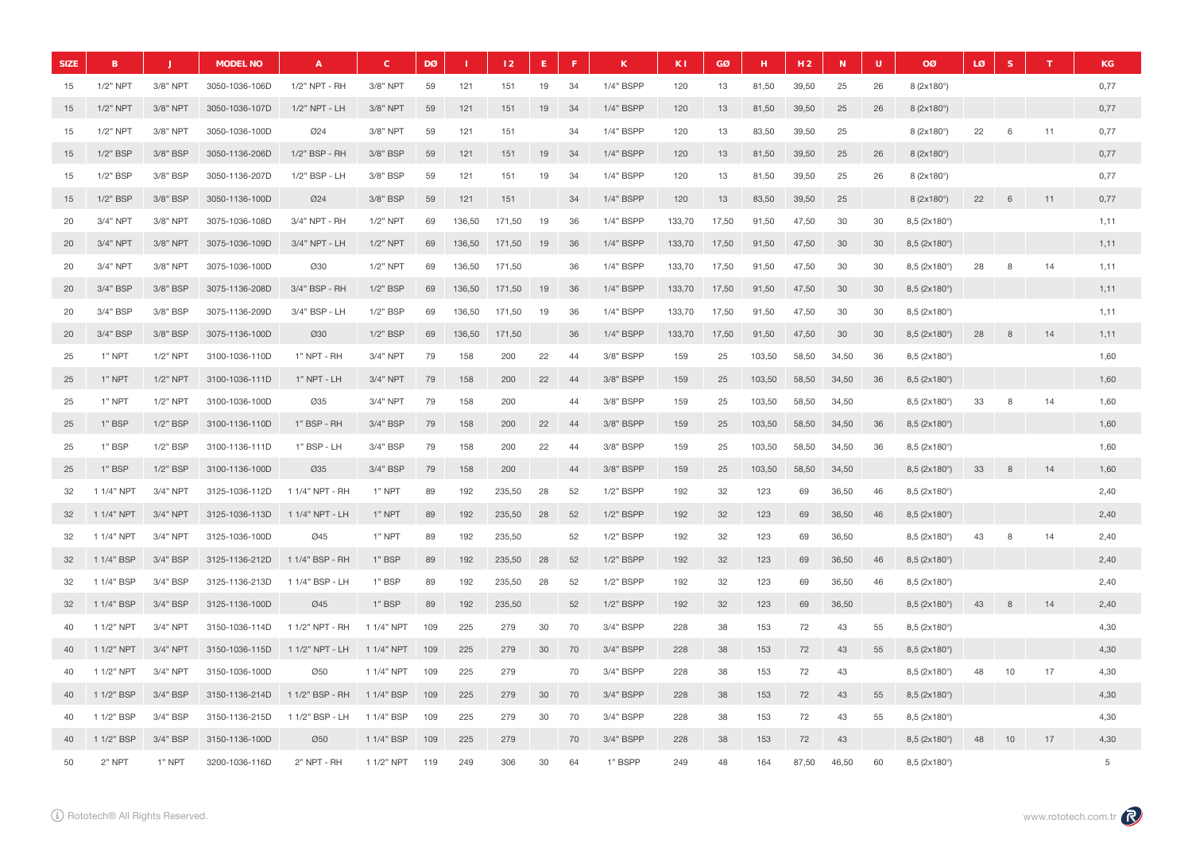| SIZE | B | J | MODEL NO | A | C | DØ | I | I 2 | E | F | K | K I | GØ | H | H 2 | N | U | OØ | LØ | S | T | KG |
|---|---|---|---|---|---|---|---|---|---|---|---|---|---|---|---|---|---|---|---|---|---|---|
| 15 | 1/2" NPT | 3/8" NPT | 3050-1036-106D | 1/2" NPT - RH | 3/8" NPT | 59 | 121 | 151 | 19 | 34 | 1/4" BSPP | 120 | 13 | 81,50 | 39,50 | 25 | 26 | 8 (2x180°) | | | | 0,77 |
| 15 | 1/2" NPT | 3/8" NPT | 3050-1036-107D | 1/2" NPT - LH | 3/8" NPT | 59 | 121 | 151 | 19 | 34 | 1/4" BSPP | 120 | 13 | 81,50 | 39,50 | 25 | 26 | 8 (2x180°) | | | | 0,77 |
| 15 | 1/2" NPT | 3/8" NPT | 3050-1036-100D | Ø24 | 3/8" NPT | 59 | 121 | 151 | | 34 | 1/4" BSPP | 120 | 13 | 83,50 | 39,50 | 25 | | 8 (2x180°) | 22 | 6 | 11 | 0,77 |
| 15 | 1/2" BSP | 3/8" BSP | 3050-1136-206D | 1/2" BSP - RH | 3/8" BSP | 59 | 121 | 151 | 19 | 34 | 1/4" BSPP | 120 | 13 | 81,50 | 39,50 | 25 | 26 | 8 (2x180°) | | | | 0,77 |
| 15 | 1/2" BSP | 3/8" BSP | 3050-1136-207D | 1/2" BSP - LH | 3/8" BSP | 59 | 121 | 151 | 19 | 34 | 1/4" BSPP | 120 | 13 | 81,50 | 39,50 | 25 | 26 | 8 (2x180°) | | | | 0,77 |
| 15 | 1/2" BSP | 3/8" BSP | 3050-1136-100D | Ø24 | 3/8" BSP | 59 | 121 | 151 | | 34 | 1/4" BSPP | 120 | 13 | 83,50 | 39,50 | 25 | | 8 (2x180°) | 22 | 6 | 11 | 0,77 |
| 20 | 3/4" NPT | 3/8" NPT | 3075-1036-108D | 3/4" NPT - RH | 1/2" NPT | 69 | 136,50 | 171,50 | 19 | 36 | 1/4" BSPP | 133,70 | 17,50 | 91,50 | 47,50 | 30 | 30 | 8,5 (2x180°) | | | | 1,11 |
| 20 | 3/4" NPT | 3/8" NPT | 3075-1036-109D | 3/4" NPT - LH | 1/2" NPT | 69 | 136,50 | 171,50 | 19 | 36 | 1/4" BSPP | 133,70 | 17,50 | 91,50 | 47,50 | 30 | 30 | 8,5 (2x180°) | | | | 1,11 |
| 20 | 3/4" NPT | 3/8" NPT | 3075-1036-100D | Ø30 | 1/2" NPT | 69 | 136,50 | 171,50 | | 36 | 1/4" BSPP | 133,70 | 17,50 | 91,50 | 47,50 | 30 | 30 | 8,5 (2x180°) | 28 | 8 | 14 | 1,11 |
| 20 | 3/4" BSP | 3/8" BSP | 3075-1136-208D | 3/4" BSP - RH | 1/2" BSP | 69 | 136,50 | 171,50 | 19 | 36 | 1/4" BSPP | 133,70 | 17,50 | 91,50 | 47,50 | 30 | 30 | 8,5 (2x180°) | | | | 1,11 |
| 20 | 3/4" BSP | 3/8" BSP | 3075-1136-209D | 3/4" BSP - LH | 1/2" BSP | 69 | 136,50 | 171,50 | 19 | 36 | 1/4" BSPP | 133,70 | 17,50 | 91,50 | 47,50 | 30 | 30 | 8,5 (2x180°) | | | | 1,11 |
| 20 | 3/4" BSP | 3/8" BSP | 3075-1136-100D | Ø30 | 1/2" BSP | 69 | 136,50 | 171,50 | | 36 | 1/4" BSPP | 133,70 | 17,50 | 91,50 | 47,50 | 30 | 30 | 8,5 (2x180°) | 28 | 8 | 14 | 1,11 |
| 25 | 1" NPT | 1/2" NPT | 3100-1036-110D | 1" NPT - RH | 3/4" NPT | 79 | 158 | 200 | 22 | 44 | 3/8" BSPP | 159 | 25 | 103,50 | 58,50 | 34,50 | 36 | 8,5 (2x180°) | | | | 1,60 |
| 25 | 1" NPT | 1/2" NPT | 3100-1036-111D | 1" NPT - LH | 3/4" NPT | 79 | 158 | 200 | 22 | 44 | 3/8" BSPP | 159 | 25 | 103,50 | 58,50 | 34,50 | 36 | 8,5 (2x180°) | | | | 1,60 |
| 25 | 1" NPT | 1/2" NPT | 3100-1036-100D | Ø35 | 3/4" NPT | 79 | 158 | 200 | | 44 | 3/8" BSPP | 159 | 25 | 103,50 | 58,50 | 34,50 | | 8,5 (2x180°) | 33 | 8 | 14 | 1,60 |
| 25 | 1" BSP | 1/2" BSP | 3100-1136-110D | 1" BSP - RH | 3/4" BSP | 79 | 158 | 200 | 22 | 44 | 3/8" BSPP | 159 | 25 | 103,50 | 58,50 | 34,50 | 36 | 8,5 (2x180°) | | | | 1,60 |
| 25 | 1" BSP | 1/2" BSP | 3100-1136-111D | 1" BSP - LH | 3/4" BSP | 79 | 158 | 200 | 22 | 44 | 3/8" BSPP | 159 | 25 | 103,50 | 58,50 | 34,50 | 36 | 8,5 (2x180°) | | | | 1,60 |
| 25 | 1" BSP | 1/2" BSP | 3100-1136-100D | Ø35 | 3/4" BSP | 79 | 158 | 200 | | 44 | 3/8" BSPP | 159 | 25 | 103,50 | 58,50 | 34,50 | | 8,5 (2x180°) | 33 | 8 | 14 | 1,60 |
| 32 | 1 1/4" NPT | 3/4" NPT | 3125-1036-112D | 1 1/4" NPT - RH | 1" NPT | 89 | 192 | 235,50 | 28 | 52 | 1/2" BSPP | 192 | 32 | 123 | 69 | 36,50 | 46 | 8,5 (2x180°) | | | | 2,40 |
| 32 | 1 1/4" NPT | 3/4" NPT | 3125-1036-113D | 1 1/4" NPT - LH | 1" NPT | 89 | 192 | 235,50 | 28 | 52 | 1/2" BSPP | 192 | 32 | 123 | 69 | 36,50 | 46 | 8,5 (2x180°) | | | | 2,40 |
| 32 | 1 1/4" NPT | 3/4" NPT | 3125-1036-100D | Ø45 | 1" NPT | 89 | 192 | 235,50 | | 52 | 1/2" BSPP | 192 | 32 | 123 | 69 | 36,50 | | 8,5 (2x180°) | 43 | 8 | 14 | 2,40 |
| 32 | 1 1/4" BSP | 3/4" BSP | 3125-1136-212D | 1 1/4" BSP - RH | 1" BSP | 89 | 192 | 235,50 | 28 | 52 | 1/2" BSPP | 192 | 32 | 123 | 69 | 36,50 | 46 | 8,5 (2x180°) | | | | 2,40 |
| 32 | 1 1/4" BSP | 3/4" BSP | 3125-1136-213D | 1 1/4" BSP - LH | 1" BSP | 89 | 192 | 235,50 | 28 | 52 | 1/2" BSPP | 192 | 32 | 123 | 69 | 36,50 | 46 | 8,5 (2x180°) | | | | 2,40 |
| 32 | 1 1/4" BSP | 3/4" BSP | 3125-1136-100D | Ø45 | 1" BSP | 89 | 192 | 235,50 | | 52 | 1/2" BSPP | 192 | 32 | 123 | 69 | 36,50 | | 8,5 (2x180°) | 43 | 8 | 14 | 2,40 |
| 40 | 1 1/2" NPT | 3/4" NPT | 3150-1036-114D | 1 1/2" NPT - RH | 1 1/4" NPT | 109 | 225 | 279 | 30 | 70 | 3/4" BSPP | 228 | 38 | 153 | 72 | 43 | 55 | 8,5 (2x180°) | | | | 4,30 |
| 40 | 1 1/2" NPT | 3/4" NPT | 3150-1036-115D | 1 1/2" NPT - LH | 1 1/4" NPT | 109 | 225 | 279 | 30 | 70 | 3/4" BSPP | 228 | 38 | 153 | 72 | 43 | 55 | 8,5 (2x180°) | | | | 4,30 |
| 40 | 1 1/2" NPT | 3/4" NPT | 3150-1036-100D | Ø50 | 1 1/4" NPT | 109 | 225 | 279 | | 70 | 3/4" BSPP | 228 | 38 | 153 | 72 | 43 | | 8,5 (2x180°) | 48 | 10 | 17 | 4,30 |
| 40 | 1 1/2" BSP | 3/4" BSP | 3150-1136-214D | 1 1/2" BSP - RH | 1 1/4" BSP | 109 | 225 | 279 | 30 | 70 | 3/4" BSPP | 228 | 38 | 153 | 72 | 43 | 55 | 8,5 (2x180°) | | | | 4,30 |
| 40 | 1 1/2" BSP | 3/4" BSP | 3150-1136-215D | 1 1/2" BSP - LH | 1 1/4" BSP | 109 | 225 | 279 | 30 | 70 | 3/4" BSPP | 228 | 38 | 153 | 72 | 43 | 55 | 8,5 (2x180°) | | | | 4,30 |
| 40 | 1 1/2" BSP | 3/4" BSP | 3150-1136-100D | Ø50 | 1 1/4" BSP | 109 | 225 | 279 | | 70 | 3/4" BSPP | 228 | 38 | 153 | 72 | 43 | | 8,5 (2x180°) | 48 | 10 | 17 | 4,30 |
| 50 | 2" NPT | 1" NPT | 3200-1036-116D | 2" NPT - RH | 1 1/2" NPT | 119 | 249 | 306 | 30 | 64 | 1" BSPP | 249 | 48 | 164 | 87,50 | 46,50 | 60 | 8,5 (2x180°) | | | | 5 |

Rototech® All Rights Reserved.

www.rototech.com.tr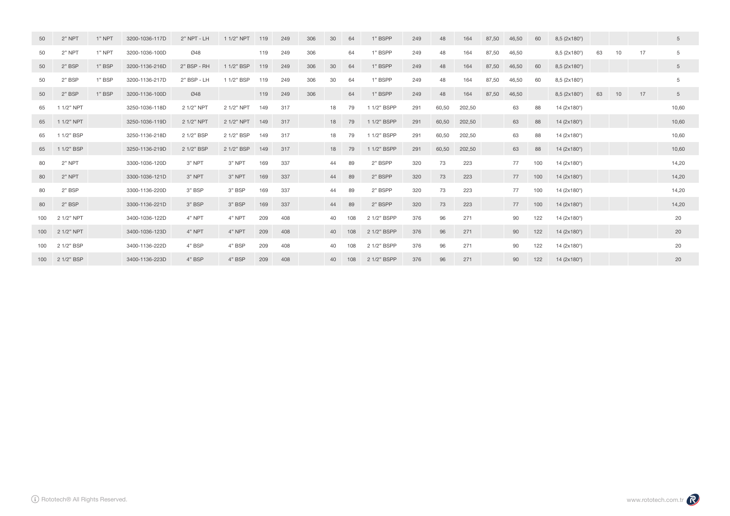| | | | | | | | | | | | | | | | | | | | | | | |
|---|---|---|---|---|---|---|---|---|---|---|---|---|---|---|---|---|---|---|---|---|---|---|
| 50 | 2" NPT | 1" NPT | 3200-1036-117D | 2" NPT - LH | 1 1/2" NPT | 119 | 249 | 306 | 30 | 64 | 1" BSPP | 249 | 48 | 164 | 87,50 | 46,50 | 60 | 8,5 (2x180°) | | | | 5 |
| 50 | 2" NPT | 1" NPT | 3200-1036-100D | Ø48 | | 119 | 249 | 306 | | 64 | 1" BSPP | 249 | 48 | 164 | 87,50 | 46,50 | | 8,5 (2x180°) | 63 | 10 | 17 | 5 |
| 50 | 2" BSP | 1" BSP | 3200-1136-216D | 2" BSP - RH | 1 1/2" BSP | 119 | 249 | 306 | 30 | 64 | 1" BSPP | 249 | 48 | 164 | 87,50 | 46,50 | 60 | 8,5 (2x180°) | | | | 5 |
| 50 | 2" BSP | 1" BSP | 3200-1136-217D | 2" BSP - LH | 1 1/2" BSP | 119 | 249 | 306 | 30 | 64 | 1" BSPP | 249 | 48 | 164 | 87,50 | 46,50 | 60 | 8,5 (2x180°) | | | | 5 |
| 50 | 2" BSP | 1" BSP | 3200-1136-100D | Ø48 | | 119 | 249 | 306 | | 64 | 1" BSPP | 249 | 48 | 164 | 87,50 | 46,50 | | 8,5 (2x180°) | 63 | 10 | 17 | 5 |
| 65 | 1 1/2" NPT | | 3250-1036-118D | 2 1/2" NPT | 2 1/2" NPT | 149 | 317 | | 18 | 79 | 1 1/2" BSPP | 291 | 60,50 | 202,50 | | 63 | 88 | 14 (2x180°) | | | | 10,60 |
| 65 | 1 1/2" NPT | | 3250-1036-119D | 2 1/2" NPT | 2 1/2" NPT | 149 | 317 | | 18 | 79 | 1 1/2" BSPP | 291 | 60,50 | 202,50 | | 63 | 88 | 14 (2x180°) | | | | 10,60 |
| 65 | 1 1/2" BSP | | 3250-1136-218D | 2 1/2" BSP | 2 1/2" BSP | 149 | 317 | | 18 | 79 | 1 1/2" BSPP | 291 | 60,50 | 202,50 | | 63 | 88 | 14 (2x180°) | | | | 10,60 |
| 65 | 1 1/2" BSP | | 3250-1136-219D | 2 1/2" BSP | 2 1/2" BSP | 149 | 317 | | 18 | 79 | 1 1/2" BSPP | 291 | 60,50 | 202,50 | | 63 | 88 | 14 (2x180°) | | | | 10,60 |
| 80 | 2" NPT | | 3300-1036-120D | 3" NPT | 3" NPT | 169 | 337 | | 44 | 89 | 2" BSPP | 320 | 73 | 223 | | 77 | 100 | 14 (2x180°) | | | | 14,20 |
| 80 | 2" NPT | | 3300-1036-121D | 3" NPT | 3" NPT | 169 | 337 | | 44 | 89 | 2" BSPP | 320 | 73 | 223 | | 77 | 100 | 14 (2x180°) | | | | 14,20 |
| 80 | 2" BSP | | 3300-1136-220D | 3" BSP | 3" BSP | 169 | 337 | | 44 | 89 | 2" BSPP | 320 | 73 | 223 | | 77 | 100 | 14 (2x180°) | | | | 14,20 |
| 80 | 2" BSP | | 3300-1136-221D | 3" BSP | 3" BSP | 169 | 337 | | 44 | 89 | 2" BSPP | 320 | 73 | 223 | | 77 | 100 | 14 (2x180°) | | | | 14,20 |
| 100 | 2 1/2" NPT | | 3400-1036-122D | 4" NPT | 4" NPT | 209 | 408 | | 40 | 108 | 2 1/2" BSPP | 376 | 96 | 271 | | 90 | 122 | 14 (2x180°) | | | | 20 |
| 100 | 2 1/2" NPT | | 3400-1036-123D | 4" NPT | 4" NPT | 209 | 408 | | 40 | 108 | 2 1/2" BSPP | 376 | 96 | 271 | | 90 | 122 | 14 (2x180°) | | | | 20 |
| 100 | 2 1/2" BSP | | 3400-1136-222D | 4" BSP | 4" BSP | 209 | 408 | | 40 | 108 | 2 1/2" BSPP | 376 | 96 | 271 | | 90 | 122 | 14 (2x180°) | | | | 20 |
| 100 | 2 1/2" BSP | | 3400-1136-223D | 4" BSP | 4" BSP | 209 | 408 | | 40 | 108 | 2 1/2" BSPP | 376 | 96 | 271 | | 90 | 122 | 14 (2x180°) | | | | 20 |

Rototech® All Rights Reserved.

www.rototech.com.tr